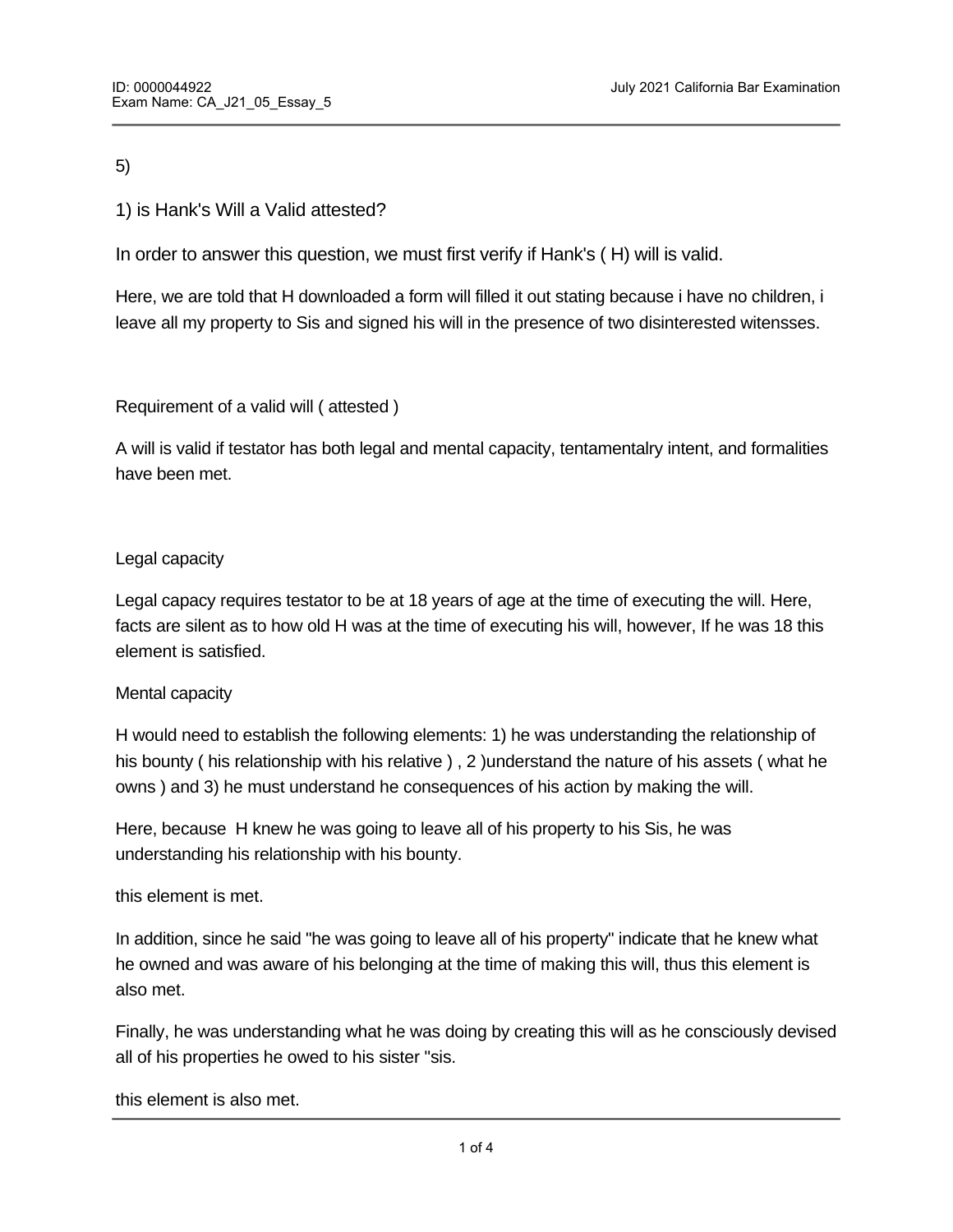5)

1) is Hank's Will a Valid attested?

In order to answer this question, we must first verify if Hank's ( H) will is valid.

Here, we are told that H downloaded a form will filled it out stating because i have no children, i leave all my property to Sis and signed his will in the presence of two disinterested witensses.

Requirement of a valid will ( attested )

A will is valid if testator has both legal and mental capacity, tentamentalry intent, and formalities have been met.

Legal capacity

Legal capacy requires testator to be at 18 years of age at the time of executing the will. Here, facts are silent as to how old H was at the time of executing his will, however, If he was 18 this element is satisfied.

Mental capacity

H would need to establish the following elements: 1) he was understanding the relationship of his bounty ( his relationship with his relative ) , 2 )understand the nature of his assets ( what he owns ) and 3) he must understand he consequences of his action by making the will.

Here, because H knew he was going to leave all of his property to his Sis, he was understanding his relationship with his bounty.

this element is met.

In addition, since he said "he was going to leave all of his property" indicate that he knew what he owned and was aware of his belonging at the time of making this will, thus this element is also met.

Finally, he was understanding what he was doing by creating this will as he consciously devised all of his properties he owed to his sister "sis.

this element is also met.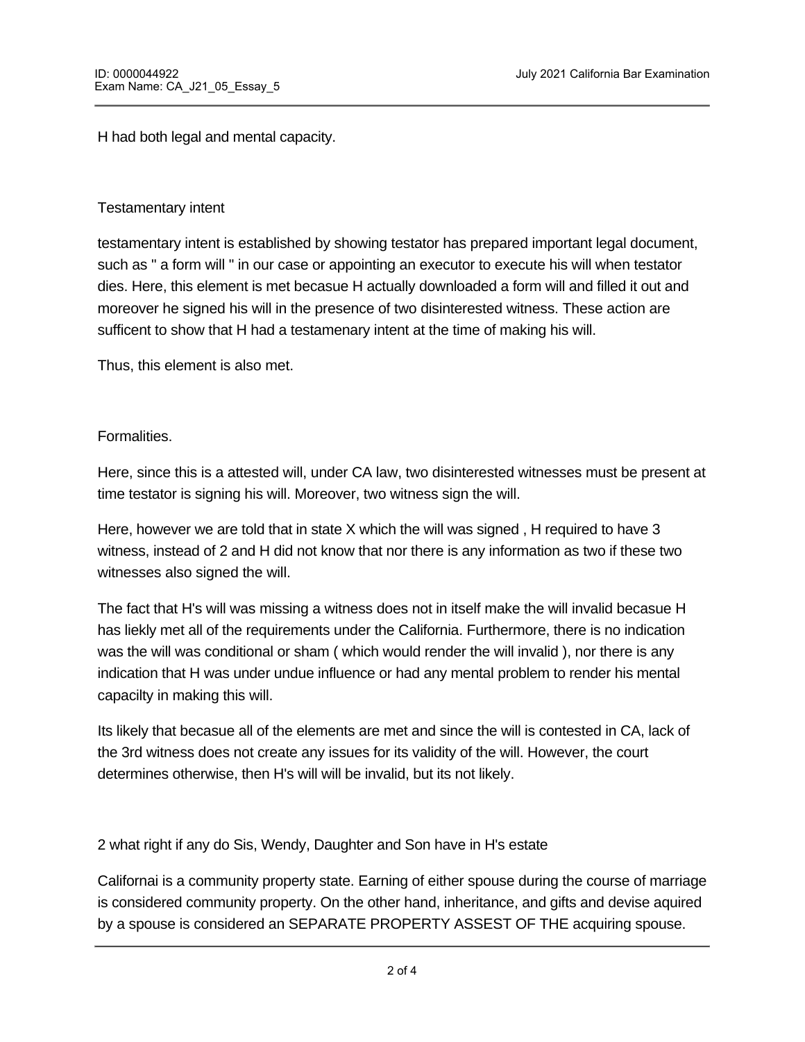H had both legal and mental capacity.

Testamentary intent

testamentary intent is established by showing testator has prepared important legal document, such as " a form will " in our case or appointing an executor to execute his will when testator dies. Here, this element is met becasue H actually downloaded a form will and filled it out and moreover he signed his will in the presence of two disinterested witness. These action are sufficent to show that H had a testamenary intent at the time of making his will.

Thus, this element is also met.

Formalities.

Here, since this is a attested will, under CA law, two disinterested witnesses must be present at time testator is signing his will. Moreover, two witness sign the will.

Here, however we are told that in state X which the will was signed , H required to have 3 witness, instead of 2 and H did not know that nor there is any information as two if these two witnesses also signed the will.

The fact that H's will was missing a witness does not in itself make the will invalid becasue H has liekly met all of the requirements under the California. Furthermore, there is no indication was the will was conditional or sham ( which would render the will invalid ), nor there is any indication that H was under undue influence or had any mental problem to render his mental capacilty in making this will.

Its likely that becasue all of the elements are met and since the will is contested in CA, lack of the 3rd witness does not create any issues for its validity of the will. However, the court determines otherwise, then H's will will be invalid, but its not likely.

2 what right if any do Sis, Wendy, Daughter and Son have in H's estate

Californai is a community property state. Earning of either spouse during the course of marriage is considered community property. On the other hand, inheritance, and gifts and devise aquired by a spouse is considered an SEPARATE PROPERTY ASSEST OF THE acquiring spouse.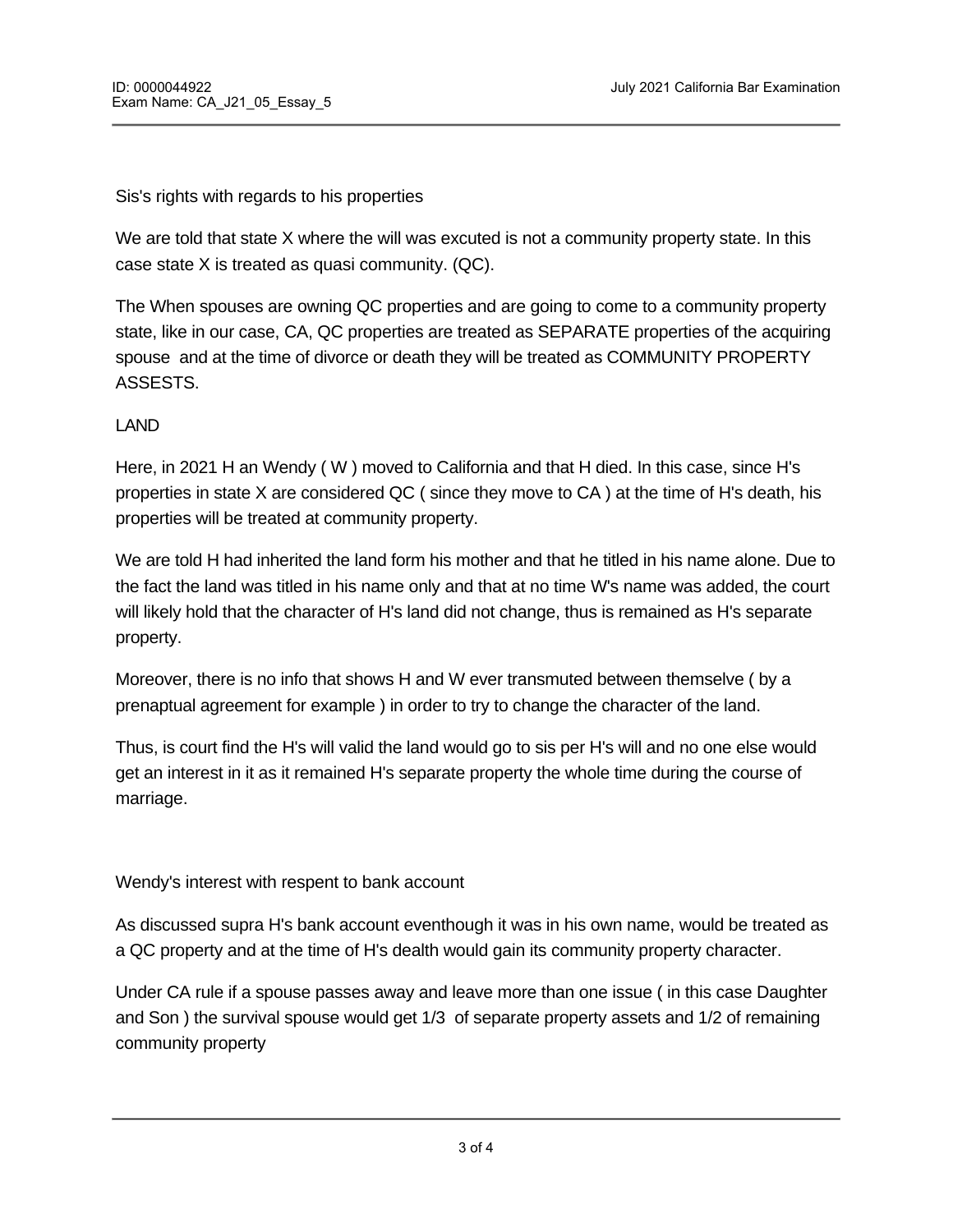Sis's rights with regards to his properties

We are told that state X where the will was excuted is not a community property state. In this case state X is treated as quasi community. (QC).

The When spouses are owning QC properties and are going to come to a community property state, like in our case, CA, QC properties are treated as SEPARATE properties of the acquiring spouse and at the time of divorce or death they will be treated as COMMUNITY PROPERTY ASSESTS.

LAND

Here, in 2021 H an Wendy ( W ) moved to California and that H died. In this case, since H's properties in state X are considered QC ( since they move to CA ) at the time of H's death, his properties will be treated at community property.

We are told H had inherited the land form his mother and that he titled in his name alone. Due to the fact the land was titled in his name only and that at no time W's name was added, the court will likely hold that the character of H's land did not change, thus is remained as H's separate property.

Moreover, there is no info that shows H and W ever transmuted between themselve ( by a prenaptual agreement for example ) in order to try to change the character of the land.

Thus, is court find the H's will valid the land would go to sis per H's will and no one else would get an interest in it as it remained H's separate property the whole time during the course of marriage.

Wendy's interest with respent to bank account

As discussed supra H's bank account eventhough it was in his own name, would be treated as a QC property and at the time of H's dealth would gain its community property character.

Under CA rule if a spouse passes away and leave more than one issue ( in this case Daughter and Son ) the survival spouse would get 1/3 of separate property assets and 1/2 of remaining community property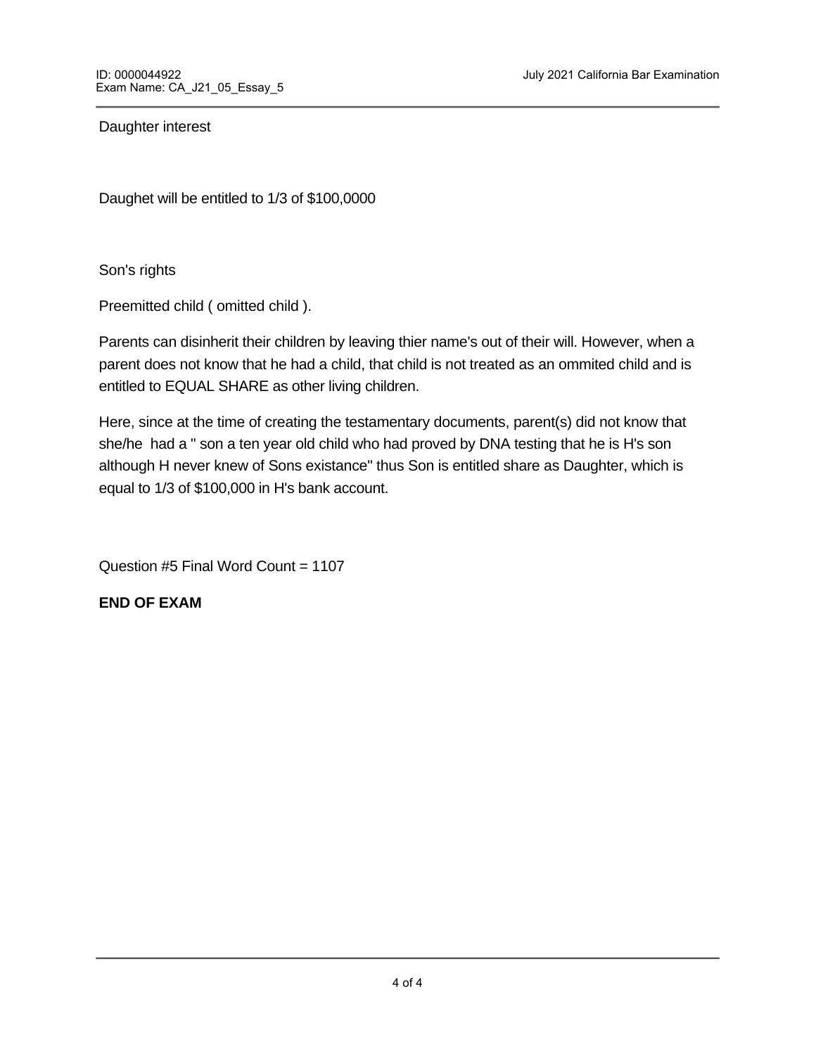Daughter interest

Daughet will be entitled to 1/3 of $100,0000

Son's rights

Preemitted child ( omitted child ).

Parents can disinherit their children by leaving thier name's out of their will. However, when a parent does not know that he had a child, that child is not treated as an ommited child and is entitled to EQUAL SHARE as other living children.

Here, since at the time of creating the testamentary documents, parent(s) did not know that she/he  had a " son a ten year old child who had proved by DNA testing that he is H's son although H never knew of Sons existance" thus Son is entitled share as Daughter, which is equal to 1/3 of $100,000 in H's bank account.

Question #5 Final Word Count = 1107

**END OF EXAM**